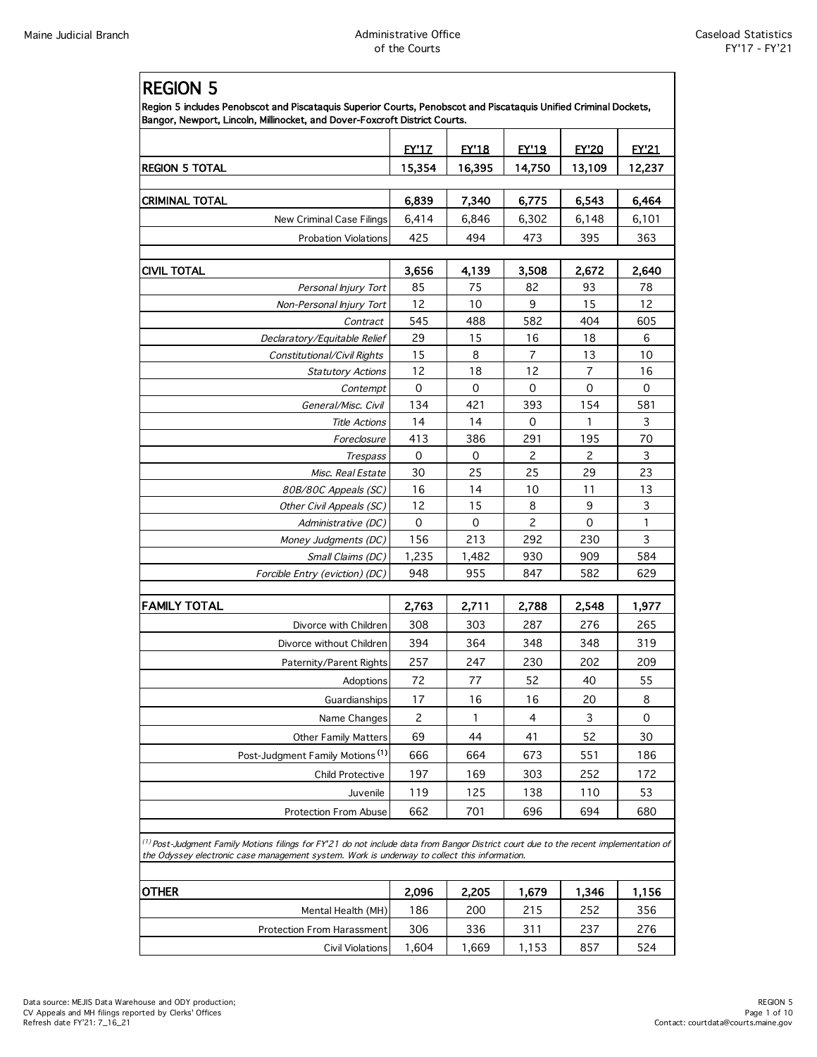# REGION 5

**Region 5 includes Penobscot and Piscataquis Superior Courts, Penobscot and Piscataquis Unified Criminal Dockets, Bangor, Newport, Lincoln, Millinocket, and Dover-Foxcroft District Courts.**

| | FY'17 | FY'18 | FY'19 | FY'20 | FY'21 |
|---|---|---|---|---|---|
| **REGION 5 TOTAL** | **15,354** | **16,395** | **14,750** | **13,109** | **12,237** |
| | | | | | |
| **CRIMINAL TOTAL** | **6,839** | **7,340** | **6,775** | **6,543** | **6,464** |
| New Criminal Case Filings | 6,414 | 6,846 | 6,302 | 6,148 | 6,101 |
| Probation Violations | 425 | 494 | 473 | 395 | 363 |
| | | | | | |
| **CIVIL TOTAL** | **3,656** | **4,139** | **3,508** | **2,672** | **2,640** |
| *Personal Injury Tort* | 85 | 75 | 82 | 93 | 78 |
| *Non-Personal Injury Tort* | 12 | 10 | 9 | 15 | 12 |
| *Contract* | 545 | 488 | 582 | 404 | 605 |
| *Declaratory/Equitable Relief* | 29 | 15 | 16 | 18 | 6 |
| *Constitutional/Civil Rights* | 15 | 8 | 7 | 13 | 10 |
| *Statutory Actions* | 12 | 18 | 12 | 7 | 16 |
| *Contempt* | 0 | 0 | 0 | 0 | 0 |
| *General/Misc. Civil* | 134 | 421 | 393 | 154 | 581 |
| *Title Actions* | 14 | 14 | 0 | 1 | 3 |
| *Foreclosure* | 413 | 386 | 291 | 195 | 70 |
| *Trespass* | 0 | 0 | 2 | 2 | 3 |
| *Misc. Real Estate* | 30 | 25 | 25 | 29 | 23 |
| *80B/80C Appeals (SC)* | 16 | 14 | 10 | 11 | 13 |
| *Other Civil Appeals (SC)* | 12 | 15 | 8 | 9 | 3 |
| *Administrative (DC)* | 0 | 0 | 2 | 0 | 1 |
| *Money Judgments (DC)* | 156 | 213 | 292 | 230 | 3 |
| *Small Claims (DC)* | 1,235 | 1,482 | 930 | 909 | 584 |
| *Forcible Entry (eviction) (DC)* | 948 | 955 | 847 | 582 | 629 |
| | | | | | |
| **FAMILY TOTAL** | **2,763** | **2,711** | **2,788** | **2,548** | **1,977** |
| Divorce with Children | 308 | 303 | 287 | 276 | 265 |
| Divorce without Children | 394 | 364 | 348 | 348 | 319 |
| Paternity/Parent Rights | 257 | 247 | 230 | 202 | 209 |
| Adoptions | 72 | 77 | 52 | 40 | 55 |
| Guardianships | 17 | 16 | 16 | 20 | 8 |
| Name Changes | 2 | 1 | 4 | 3 | 0 |
| Other Family Matters | 69 | 44 | 41 | 52 | 30 |
| Post-Judgment Family Motions [(1)] | 666 | 664 | 673 | 551 | 186 |
| Child Protective | 197 | 169 | 303 | 252 | 172 |
| Juvenile | 119 | 125 | 138 | 110 | 53 |
| Protection From Abuse | 662 | 701 | 696 | 694 | 680 |

*[(1)] Post-Judgment Family Motions filings for FY'21 do not include data from Bangor District court due to the recent implementation of the Odyssey electronic case management system. Work is underway to collect this information.*

| | FY'17 | FY'18 | FY'19 | FY'20 | FY'21 |
|---|---|---|---|---|---|
| **OTHER** | **2,096** | **2,205** | **1,679** | **1,346** | **1,156** |
| Mental Health (MH) | 186 | 200 | 215 | 252 | 356 |
| Protection From Harassment | 306 | 336 | 311 | 237 | 276 |
| Civil Violations | 1,604 | 1,669 | 1,153 | 857 | 524 |

Data source: MEJIS Data Warehouse and ODY production;
CV Appeals and MH filings reported by Clerks' Offices
Refresh date FY'21: 7_16_21

Contact: courtdata@courts.maine.gov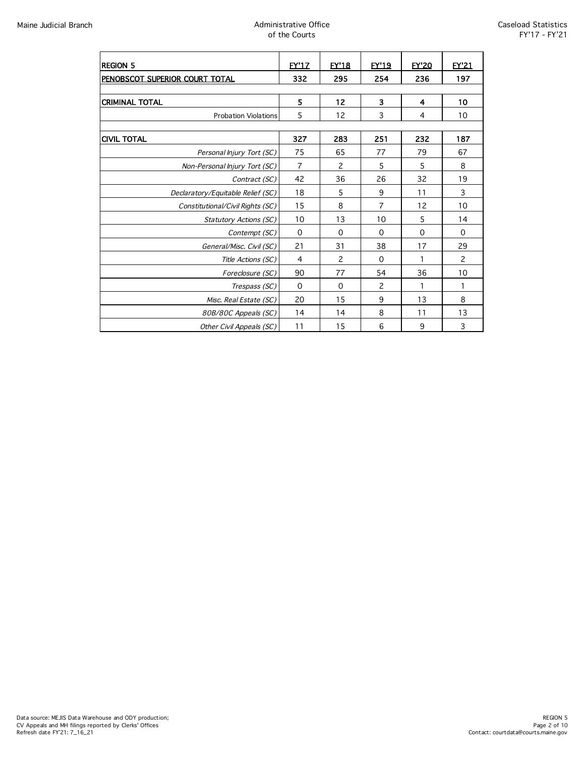| REGION 5 | FY'17 | FY'18 | FY'19 | FY'20 | FY'21 |
|---|---|---|---|---|---|
| **PENOBSCOT SUPERIOR COURT TOTAL** | **332** | **295** | **254** | **236** | **197** |
| | | | | | |
| **CRIMINAL TOTAL** | **5** | **12** | **3** | **4** | **10** |
| Probation Violations | 5 | 12 | 3 | 4 | 10 |
| | | | | | |
| **CIVIL TOTAL** | **327** | **283** | **251** | **232** | **187** |
| *Personal Injury Tort (SC)* | 75 | 65 | 77 | 79 | 67 |
| *Non-Personal Injury Tort (SC)* | 7 | 2 | 5 | 5 | 8 |
| *Contract (SC)* | 42 | 36 | 26 | 32 | 19 |
| *Declaratory/Equitable Relief (SC)* | 18 | 5 | 9 | 11 | 3 |
| *Constitutional/Civil Rights (SC)* | 15 | 8 | 7 | 12 | 10 |
| *Statutory Actions (SC)* | 10 | 13 | 10 | 5 | 14 |
| *Contempt (SC)* | 0 | 0 | 0 | 0 | 0 |
| *General/Misc. Civil (SC)* | 21 | 31 | 38 | 17 | 29 |
| *Title Actions (SC)* | 4 | 2 | 0 | 1 | 2 |
| *Foreclosure (SC)* | 90 | 77 | 54 | 36 | 10 |
| *Trespass (SC)* | 0 | 0 | 2 | 1 | 1 |
| *Misc. Real Estate (SC)* | 20 | 15 | 9 | 13 | 8 |
| *80B/80C Appeals (SC)* | 14 | 14 | 8 | 11 | 13 |
| *Other Civil Appeals (SC)* | 11 | 15 | 6 | 9 | 3 |

Data source: MEJIS Data Warehouse and ODY production;
CV Appeals and MH filings reported by Clerks' Offices
Refresh date FY'21: 7_16_21

Contact: courtdata@courts.maine.gov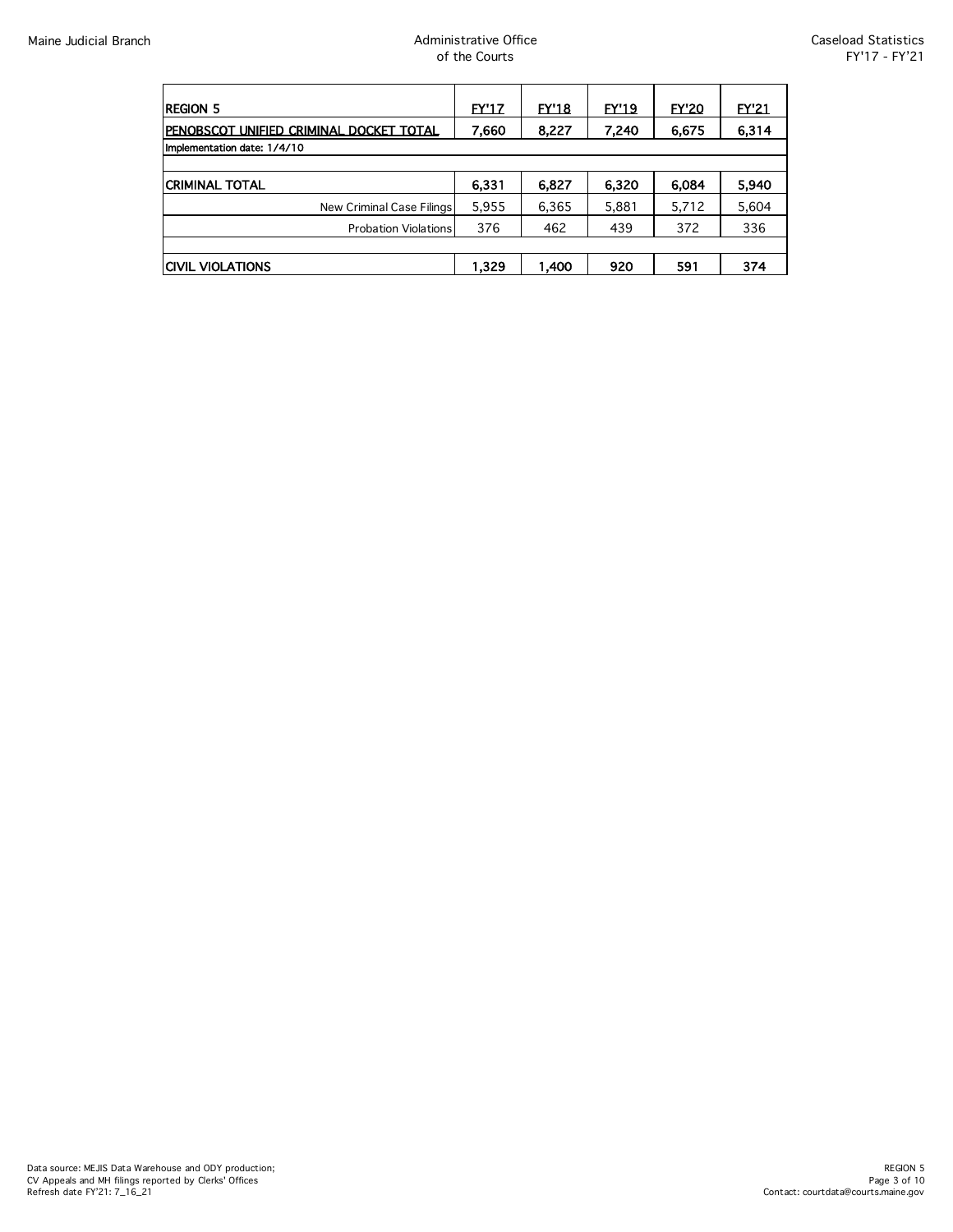| REGION 5 | FY'17 | FY'18 | FY'19 | FY'20 | FY'21 |
|---|---|---|---|---|---|
| PENOBSCOT UNIFIED CRIMINAL DOCKET TOTAL | 7,660 | 8,227 | 7,240 | 6,675 | 6,314 |
| Implementation date: 1/4/10 | | | | | |
| | | | | | |
| CRIMINAL TOTAL | 6,331 | 6,827 | 6,320 | 6,084 | 5,940 |
| New Criminal Case Filings | 5,955 | 6,365 | 5,881 | 5,712 | 5,604 |
| Probation Violations | 376 | 462 | 439 | 372 | 336 |
| | | | | | |
| CIVIL VIOLATIONS | 1,329 | 1,400 | 920 | 591 | 374 |

Data source: MEJIS Data Warehouse and ODY production;
CV Appeals and MH filings reported by Clerks' Offices
Refresh date FY'21: 7_16_21

Contact: courtdata@courts.maine.gov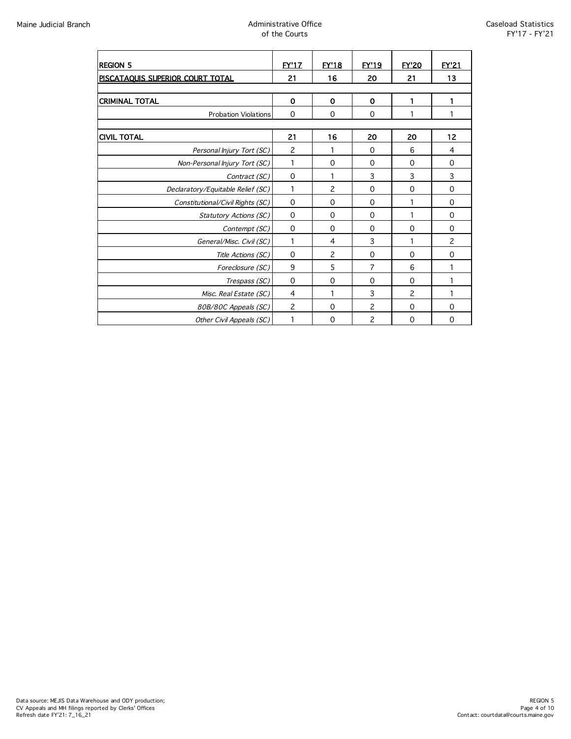| REGION 5 | FY'17 | FY'18 | FY'19 | FY'20 | FY'21 |
|---|---|---|---|---|---|
| **PISCATAQUIS SUPERIOR COURT TOTAL** | **21** | **16** | **20** | **21** | **13** |
| | | | | | |
| **CRIMINAL TOTAL** | **0** | **0** | **0** | **1** | **1** |
| Probation Violations | 0 | 0 | 0 | 1 | 1 |
| | | | | | |
| **CIVIL TOTAL** | **21** | **16** | **20** | **20** | **12** |
| *Personal Injury Tort (SC)* | 2 | 1 | 0 | 6 | 4 |
| *Non-Personal Injury Tort (SC)* | 1 | 0 | 0 | 0 | 0 |
| *Contract (SC)* | 0 | 1 | 3 | 3 | 3 |
| *Declaratory/Equitable Relief (SC)* | 1 | 2 | 0 | 0 | 0 |
| *Constitutional/Civil Rights (SC)* | 0 | 0 | 0 | 1 | 0 |
| *Statutory Actions (SC)* | 0 | 0 | 0 | 1 | 0 |
| *Contempt (SC)* | 0 | 0 | 0 | 0 | 0 |
| *General/Misc. Civil (SC)* | 1 | 4 | 3 | 1 | 2 |
| *Title Actions (SC)* | 0 | 2 | 0 | 0 | 0 |
| *Foreclosure (SC)* | 9 | 5 | 7 | 6 | 1 |
| *Trespass (SC)* | 0 | 0 | 0 | 0 | 1 |
| *Misc. Real Estate (SC)* | 4 | 1 | 3 | 2 | 1 |
| *80B/80C Appeals (SC)* | 2 | 0 | 2 | 0 | 0 |
| *Other Civil Appeals (SC)* | 1 | 0 | 2 | 0 | 0 |

Data source: MEJIS Data Warehouse and ODY production;
CV Appeals and MH filings reported by Clerks' Offices
Refresh date FY'21: 7_16_21

Contact: courtdata@courts.maine.gov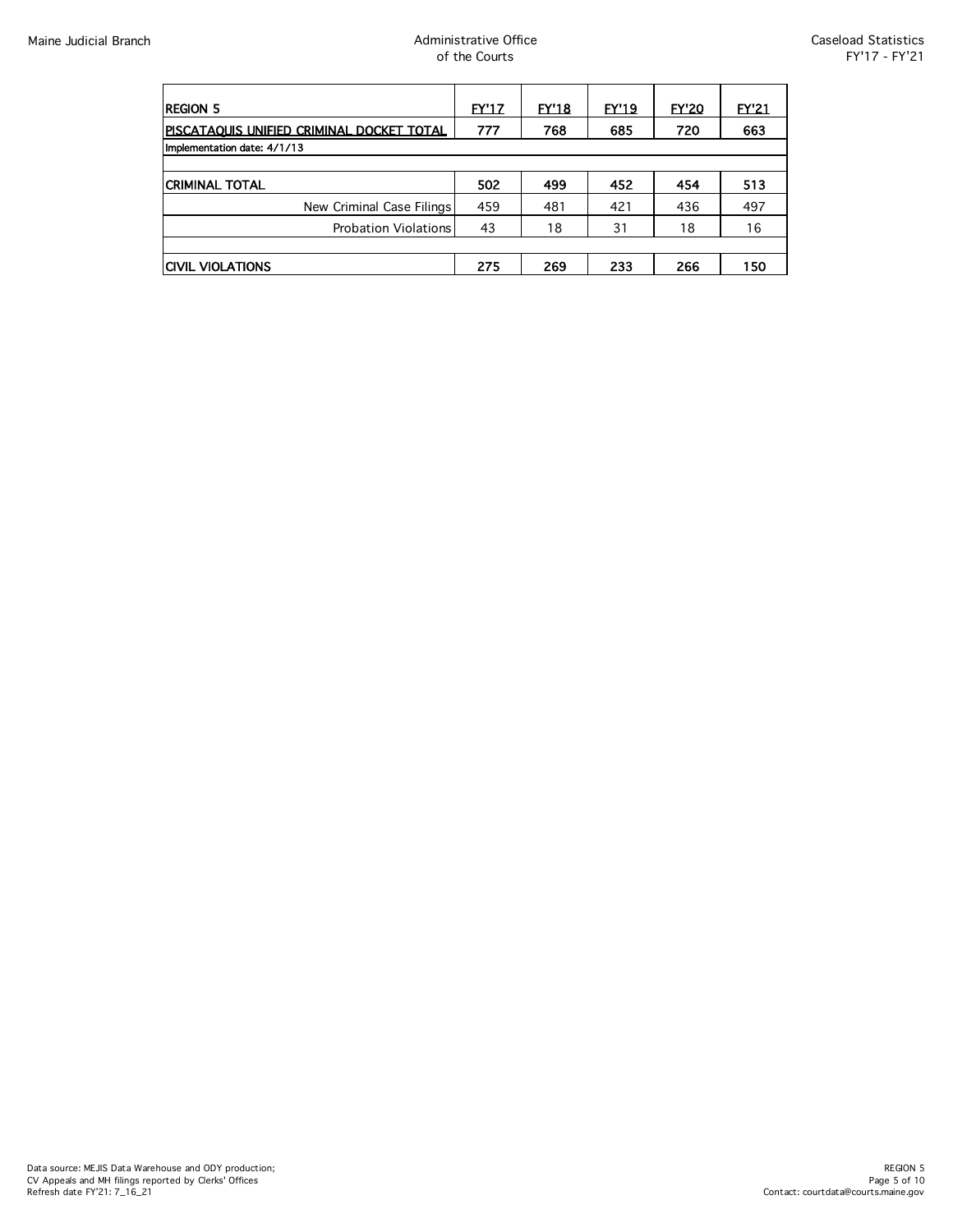| REGION 5 | FY'17 | FY'18 | FY'19 | FY'20 | FY'21 |
|---|---|---|---|---|---|
| **PISCATAQUIS UNIFIED CRIMINAL DOCKET TOTAL** | **777** | **768** | **685** | **720** | **663** |
| Implementation date: 4/1/13 | | | | | |
| | | | | | |
| **CRIMINAL TOTAL** | **502** | **499** | **452** | **454** | **513** |
| New Criminal Case Filings | 459 | 481 | 421 | 436 | 497 |
| Probation Violations | 43 | 18 | 31 | 18 | 16 |
| | | | | | |
| **CIVIL VIOLATIONS** | **275** | **269** | **233** | **266** | **150** |

Data source: MEJIS Data Warehouse and ODY production;
CV Appeals and MH filings reported by Clerks' Offices
Refresh date FY'21: 7_16_21

REGION 5

Contact: courtdata@courts.maine.gov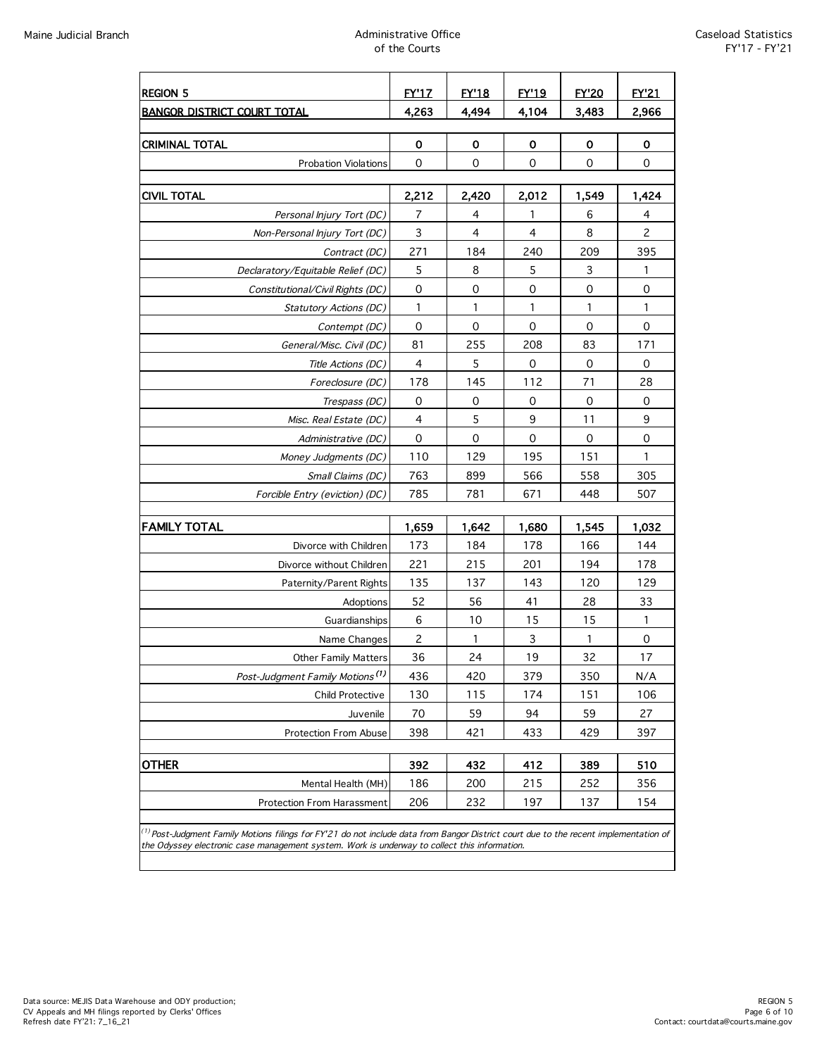| REGION 5 | FY'17 | FY'18 | FY'19 | FY'20 | FY'21 |
|---|---|---|---|---|---|
| **BANGOR DISTRICT COURT TOTAL** | **4,263** | **4,494** | **4,104** | **3,483** | **2,966** |
| | | | | | |
| **CRIMINAL TOTAL** | **0** | **0** | **0** | **0** | **0** |
| Probation Violations | 0 | 0 | 0 | 0 | 0 |
| | | | | | |
| **CIVIL TOTAL** | **2,212** | **2,420** | **2,012** | **1,549** | **1,424** |
| *Personal Injury Tort (DC)* | 7 | 4 | 1 | 6 | 4 |
| *Non-Personal Injury Tort (DC)* | 3 | 4 | 4 | 8 | 2 |
| *Contract (DC)* | 271 | 184 | 240 | 209 | 395 |
| *Declaratory/Equitable Relief (DC)* | 5 | 8 | 5 | 3 | 1 |
| *Constitutional/Civil Rights (DC)* | 0 | 0 | 0 | 0 | 0 |
| *Statutory Actions (DC)* | 1 | 1 | 1 | 1 | 1 |
| *Contempt (DC)* | 0 | 0 | 0 | 0 | 0 |
| *General/Misc. Civil (DC)* | 81 | 255 | 208 | 83 | 171 |
| *Title Actions (DC)* | 4 | 5 | 0 | 0 | 0 |
| *Foreclosure (DC)* | 178 | 145 | 112 | 71 | 28 |
| *Trespass (DC)* | 0 | 0 | 0 | 0 | 0 |
| *Misc. Real Estate (DC)* | 4 | 5 | 9 | 11 | 9 |
| *Administrative (DC)* | 0 | 0 | 0 | 0 | 0 |
| *Money Judgments (DC)* | 110 | 129 | 195 | 151 | 1 |
| *Small Claims (DC)* | 763 | 899 | 566 | 558 | 305 |
| *Forcible Entry (eviction) (DC)* | 785 | 781 | 671 | 448 | 507 |
| | | | | | |
| **FAMILY TOTAL** | **1,659** | **1,642** | **1,680** | **1,545** | **1,032** |
| Divorce with Children | 173 | 184 | 178 | 166 | 144 |
| Divorce without Children | 221 | 215 | 201 | 194 | 178 |
| Paternity/Parent Rights | 135 | 137 | 143 | 120 | 129 |
| Adoptions | 52 | 56 | 41 | 28 | 33 |
| Guardianships | 6 | 10 | 15 | 15 | 1 |
| Name Changes | 2 | 1 | 3 | 1 | 0 |
| Other Family Matters | 36 | 24 | 19 | 32 | 17 |
| *Post-Judgment Family Motions (1)* | 436 | 420 | 379 | 350 | N/A |
| Child Protective | 130 | 115 | 174 | 151 | 106 |
| Juvenile | 70 | 59 | 94 | 59 | 27 |
| Protection From Abuse | 398 | 421 | 433 | 429 | 397 |
| | | | | | |
| **OTHER** | **392** | **432** | **412** | **389** | **510** |
| Mental Health (MH) | 186 | 200 | 215 | 252 | 356 |
| Protection From Harassment | 206 | 232 | 197 | 137 | 154 |

*(1) Post-Judgment Family Motions filings for FY'21 do not include data from Bangor District court due to the recent implementation of the Odyssey electronic case management system. Work is underway to collect this information.*

Data source: MEJIS Data Warehouse and ODY production;
CV Appeals and MH filings reported by Clerks' Offices
Refresh date FY'21: 7_16_21

Contact: courtdata@courts.maine.gov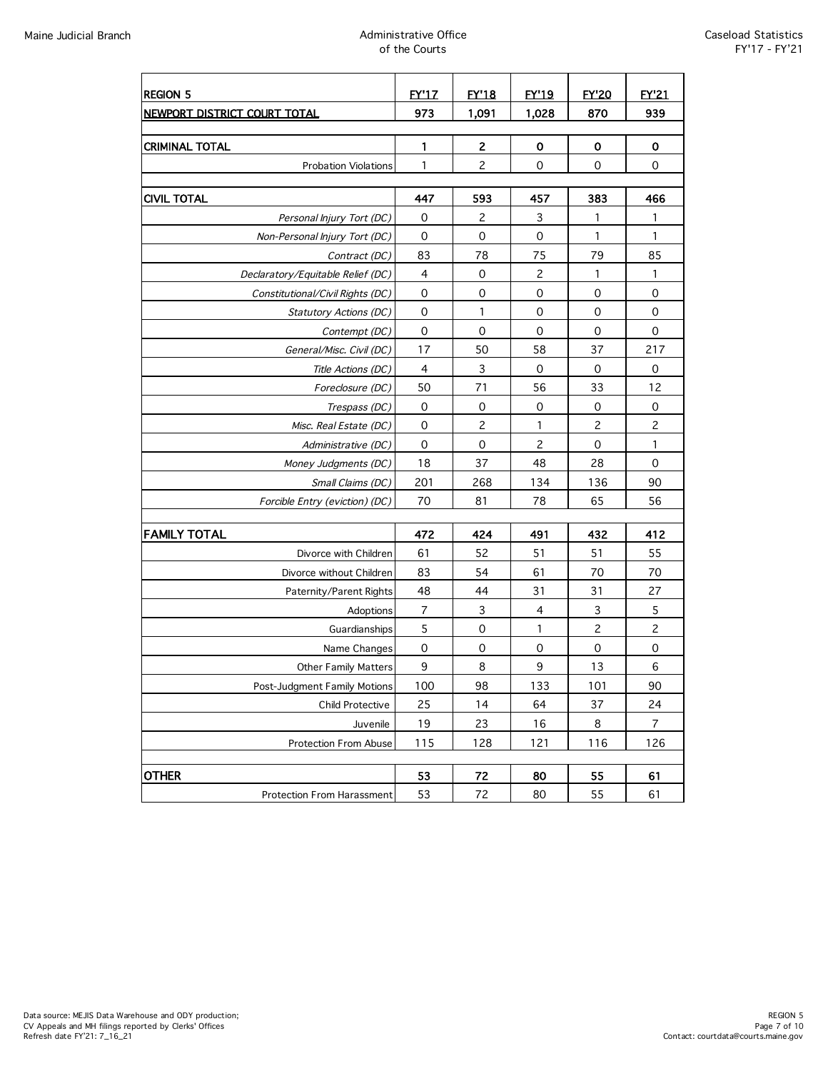| REGION 5 | FY'17 | FY'18 | FY'19 | FY'20 | FY'21 |
|---|---|---|---|---|---|
| **NEWPORT DISTRICT COURT TOTAL** | **973** | **1,091** | **1,028** | **870** | **939** |
| | | | | | |
| **CRIMINAL TOTAL** | **1** | **2** | **0** | **0** | **0** |
| Probation Violations | 1 | 2 | 0 | 0 | 0 |
| | | | | | |
| **CIVIL TOTAL** | **447** | **593** | **457** | **383** | **466** |
| *Personal Injury Tort (DC)* | 0 | 2 | 3 | 1 | 1 |
| *Non-Personal Injury Tort (DC)* | 0 | 0 | 0 | 1 | 1 |
| *Contract (DC)* | 83 | 78 | 75 | 79 | 85 |
| *Declaratory/Equitable Relief (DC)* | 4 | 0 | 2 | 1 | 1 |
| *Constitutional/Civil Rights (DC)* | 0 | 0 | 0 | 0 | 0 |
| *Statutory Actions (DC)* | 0 | 1 | 0 | 0 | 0 |
| *Contempt (DC)* | 0 | 0 | 0 | 0 | 0 |
| *General/Misc. Civil (DC)* | 17 | 50 | 58 | 37 | 217 |
| *Title Actions (DC)* | 4 | 3 | 0 | 0 | 0 |
| *Foreclosure (DC)* | 50 | 71 | 56 | 33 | 12 |
| *Trespass (DC)* | 0 | 0 | 0 | 0 | 0 |
| *Misc. Real Estate (DC)* | 0 | 2 | 1 | 2 | 2 |
| *Administrative (DC)* | 0 | 0 | 2 | 0 | 1 |
| *Money Judgments (DC)* | 18 | 37 | 48 | 28 | 0 |
| *Small Claims (DC)* | 201 | 268 | 134 | 136 | 90 |
| *Forcible Entry (eviction) (DC)* | 70 | 81 | 78 | 65 | 56 |
| | | | | | |
| **FAMILY TOTAL** | **472** | **424** | **491** | **432** | **412** |
| Divorce with Children | 61 | 52 | 51 | 51 | 55 |
| Divorce without Children | 83 | 54 | 61 | 70 | 70 |
| Paternity/Parent Rights | 48 | 44 | 31 | 31 | 27 |
| Adoptions | 7 | 3 | 4 | 3 | 5 |
| Guardianships | 5 | 0 | 1 | 2 | 2 |
| Name Changes | 0 | 0 | 0 | 0 | 0 |
| Other Family Matters | 9 | 8 | 9 | 13 | 6 |
| Post-Judgment Family Motions | 100 | 98 | 133 | 101 | 90 |
| Child Protective | 25 | 14 | 64 | 37 | 24 |
| Juvenile | 19 | 23 | 16 | 8 | 7 |
| Protection From Abuse | 115 | 128 | 121 | 116 | 126 |
| | | | | | |
| **OTHER** | **53** | **72** | **80** | **55** | **61** |
| Protection From Harassment | 53 | 72 | 80 | 55 | 61 |

Data source: MEJIS Data Warehouse and ODY production;
CV Appeals and MH filings reported by Clerks' Offices
Refresh date FY'21: 7_16_21

Contact: courtdata@courts.maine.gov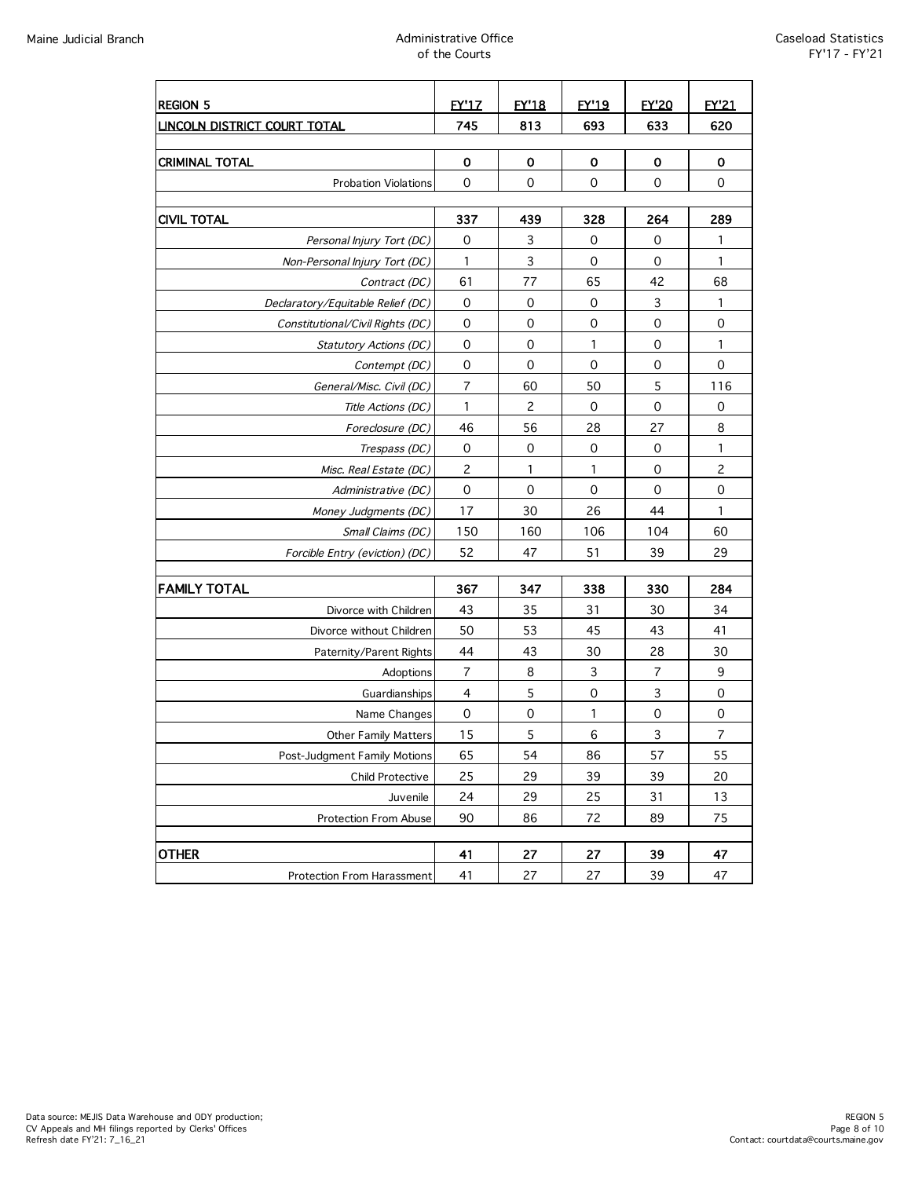| REGION 5 | FY'17 | FY'18 | FY'19 | FY'20 | FY'21 |
|---|---|---|---|---|---|
| **LINCOLN DISTRICT COURT TOTAL** | **745** | **813** | **693** | **633** | **620** |
| | | | | | |
| **CRIMINAL TOTAL** | **0** | **0** | **0** | **0** | **0** |
| Probation Violations | 0 | 0 | 0 | 0 | 0 |
| | | | | | |
| **CIVIL TOTAL** | **337** | **439** | **328** | **264** | **289** |
| *Personal Injury Tort (DC)* | 0 | 3 | 0 | 0 | 1 |
| *Non-Personal Injury Tort (DC)* | 1 | 3 | 0 | 0 | 1 |
| *Contract (DC)* | 61 | 77 | 65 | 42 | 68 |
| *Declaratory/Equitable Relief (DC)* | 0 | 0 | 0 | 3 | 1 |
| *Constitutional/Civil Rights (DC)* | 0 | 0 | 0 | 0 | 0 |
| *Statutory Actions (DC)* | 0 | 0 | 1 | 0 | 1 |
| *Contempt (DC)* | 0 | 0 | 0 | 0 | 0 |
| *General/Misc. Civil (DC)* | 7 | 60 | 50 | 5 | 116 |
| *Title Actions (DC)* | 1 | 2 | 0 | 0 | 0 |
| *Foreclosure (DC)* | 46 | 56 | 28 | 27 | 8 |
| *Trespass (DC)* | 0 | 0 | 0 | 0 | 1 |
| *Misc. Real Estate (DC)* | 2 | 1 | 1 | 0 | 2 |
| *Administrative (DC)* | 0 | 0 | 0 | 0 | 0 |
| *Money Judgments (DC)* | 17 | 30 | 26 | 44 | 1 |
| *Small Claims (DC)* | 150 | 160 | 106 | 104 | 60 |
| *Forcible Entry (eviction) (DC)* | 52 | 47 | 51 | 39 | 29 |
| | | | | | |
| **FAMILY TOTAL** | **367** | **347** | **338** | **330** | **284** |
| Divorce with Children | 43 | 35 | 31 | 30 | 34 |
| Divorce without Children | 50 | 53 | 45 | 43 | 41 |
| Paternity/Parent Rights | 44 | 43 | 30 | 28 | 30 |
| Adoptions | 7 | 8 | 3 | 7 | 9 |
| Guardianships | 4 | 5 | 0 | 3 | 0 |
| Name Changes | 0 | 0 | 1 | 0 | 0 |
| Other Family Matters | 15 | 5 | 6 | 3 | 7 |
| Post-Judgment Family Motions | 65 | 54 | 86 | 57 | 55 |
| Child Protective | 25 | 29 | 39 | 39 | 20 |
| Juvenile | 24 | 29 | 25 | 31 | 13 |
| Protection From Abuse | 90 | 86 | 72 | 89 | 75 |
| | | | | | |
| **OTHER** | **41** | **27** | **27** | **39** | **47** |
| Protection From Harassment | 41 | 27 | 27 | 39 | 47 |

Data source: MEJIS Data Warehouse and ODY production;
CV Appeals and MH filings reported by Clerks' Offices
Refresh date FY'21: 7_16_21

Contact: courtdata@courts.maine.gov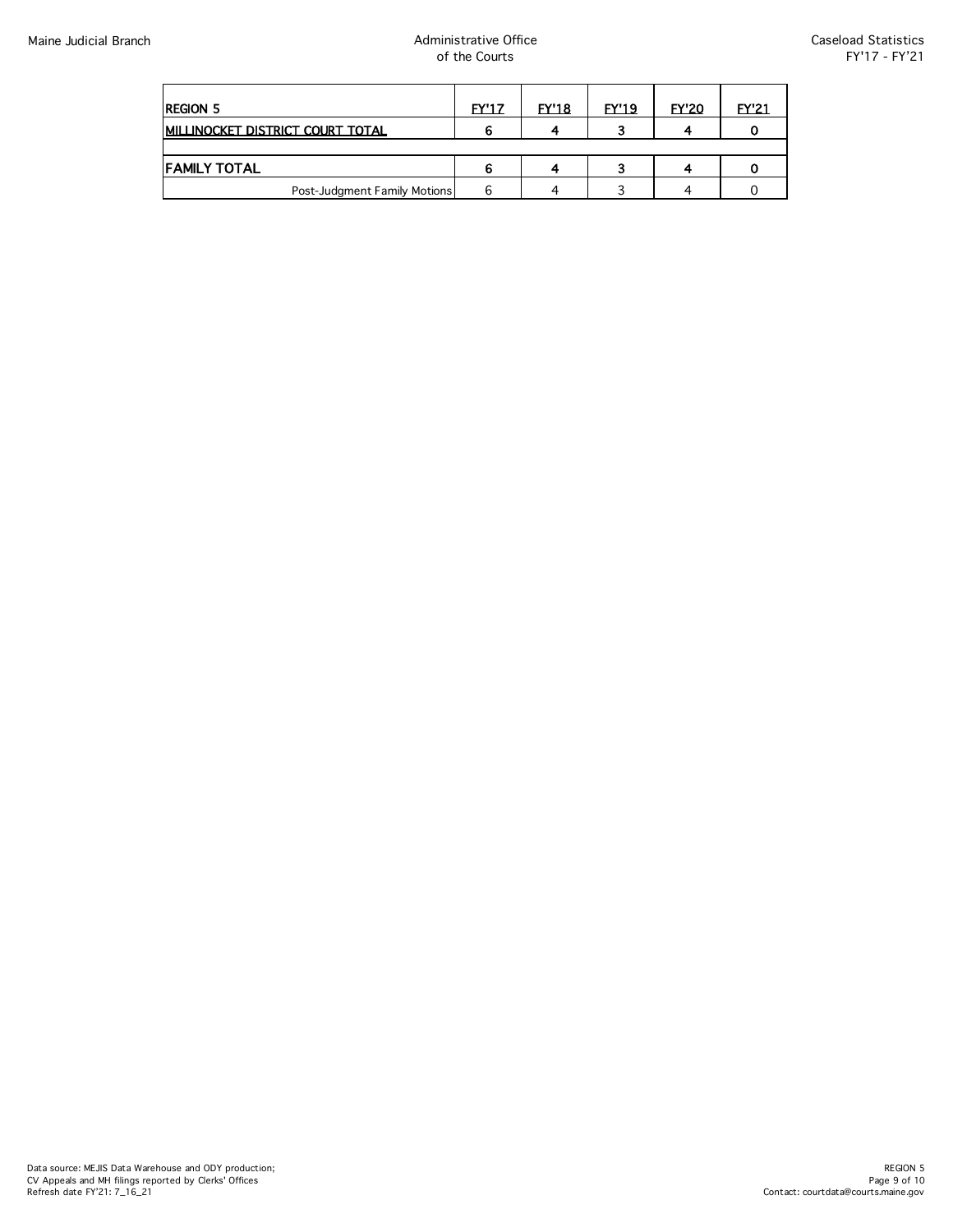| REGION 5 | FY'17 | FY'18 | FY'19 | FY'20 | FY'21 |
|---|---|---|---|---|---|
| MILLINOCKET DISTRICT COURT TOTAL | 6 | 4 | 3 | 4 | 0 |
| | | | | | |
| FAMILY TOTAL | 6 | 4 | 3 | 4 | 0 |
| Post-Judgment Family Motions | 6 | 4 | 3 | 4 | 0 |

Data source: MEJIS Data Warehouse and ODY production;
CV Appeals and MH filings reported by Clerks' Offices
Refresh date FY'21: 7_16_21

Contact: courtdata@courts.maine.gov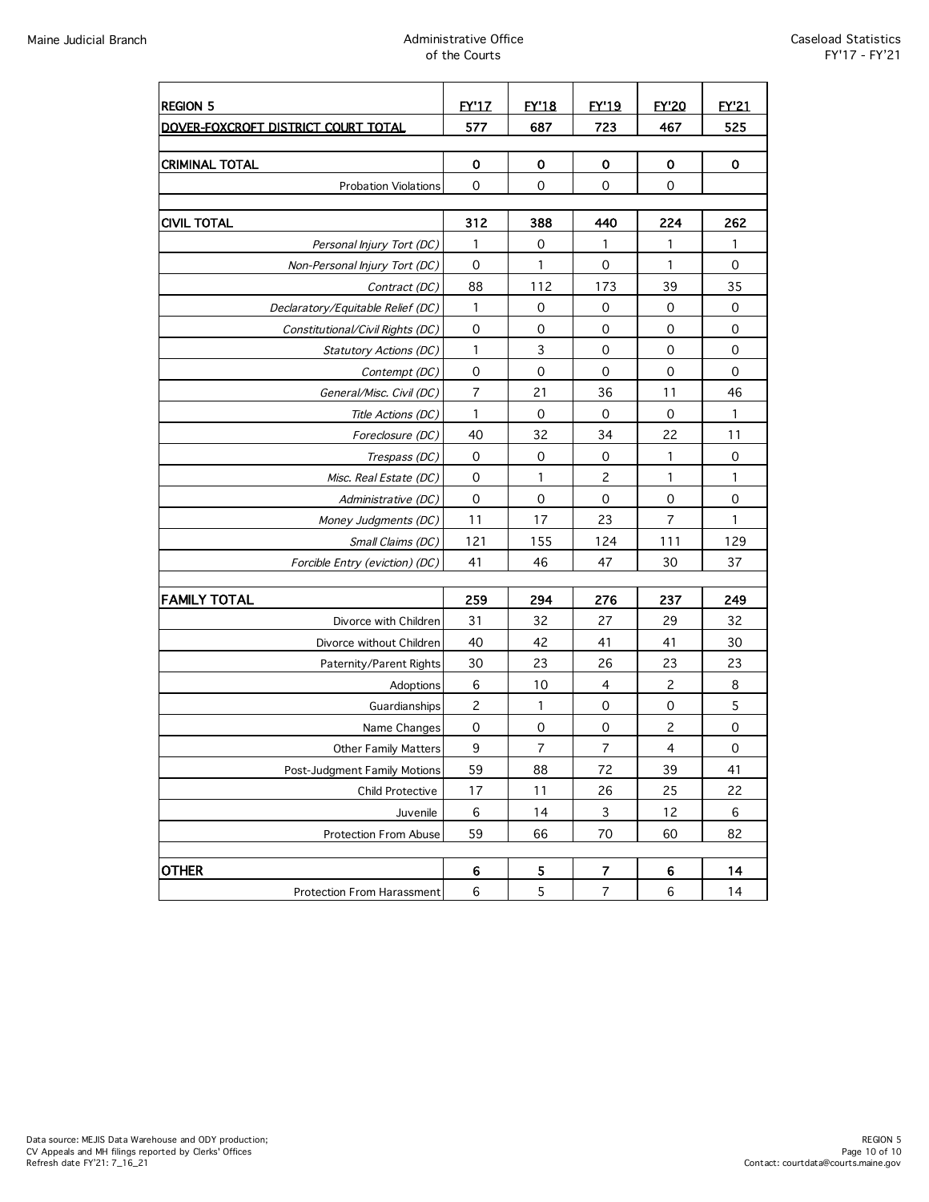| REGION 5 | FY'17 | FY'18 | FY'19 | FY'20 | FY'21 |
|---|---|---|---|---|---|
| **DOVER-FOXCROFT DISTRICT COURT TOTAL** | **577** | **687** | **723** | **467** | **525** |
| | | | | | |
| **CRIMINAL TOTAL** | **0** | **0** | **0** | **0** | **0** |
| Probation Violations | 0 | 0 | 0 | 0 | |
| | | | | | |
| **CIVIL TOTAL** | **312** | **388** | **440** | **224** | **262** |
| *Personal Injury Tort (DC)* | 1 | 0 | 1 | 1 | 1 |
| *Non-Personal Injury Tort (DC)* | 0 | 1 | 0 | 1 | 0 |
| *Contract (DC)* | 88 | 112 | 173 | 39 | 35 |
| *Declaratory/Equitable Relief (DC)* | 1 | 0 | 0 | 0 | 0 |
| *Constitutional/Civil Rights (DC)* | 0 | 0 | 0 | 0 | 0 |
| *Statutory Actions (DC)* | 1 | 3 | 0 | 0 | 0 |
| *Contempt (DC)* | 0 | 0 | 0 | 0 | 0 |
| *General/Misc. Civil (DC)* | 7 | 21 | 36 | 11 | 46 |
| *Title Actions (DC)* | 1 | 0 | 0 | 0 | 1 |
| *Foreclosure (DC)* | 40 | 32 | 34 | 22 | 11 |
| *Trespass (DC)* | 0 | 0 | 0 | 1 | 0 |
| *Misc. Real Estate (DC)* | 0 | 1 | 2 | 1 | 1 |
| *Administrative (DC)* | 0 | 0 | 0 | 0 | 0 |
| *Money Judgments (DC)* | 11 | 17 | 23 | 7 | 1 |
| *Small Claims (DC)* | 121 | 155 | 124 | 111 | 129 |
| *Forcible Entry (eviction) (DC)* | 41 | 46 | 47 | 30 | 37 |
| | | | | | |
| **FAMILY TOTAL** | **259** | **294** | **276** | **237** | **249** |
| Divorce with Children | 31 | 32 | 27 | 29 | 32 |
| Divorce without Children | 40 | 42 | 41 | 41 | 30 |
| Paternity/Parent Rights | 30 | 23 | 26 | 23 | 23 |
| Adoptions | 6 | 10 | 4 | 2 | 8 |
| Guardianships | 2 | 1 | 0 | 0 | 5 |
| Name Changes | 0 | 0 | 0 | 2 | 0 |
| Other Family Matters | 9 | 7 | 7 | 4 | 0 |
| Post-Judgment Family Motions | 59 | 88 | 72 | 39 | 41 |
| Child Protective | 17 | 11 | 26 | 25 | 22 |
| Juvenile | 6 | 14 | 3 | 12 | 6 |
| Protection From Abuse | 59 | 66 | 70 | 60 | 82 |
| | | | | | |
| **OTHER** | **6** | **5** | **7** | **6** | **14** |
| Protection From Harassment | 6 | 5 | 7 | 6 | 14 |

Data source: MEJIS Data Warehouse and ODY production;
CV Appeals and MH filings reported by Clerks' Offices
Refresh date FY'21: 7_16_21

Contact: courtdata@courts.maine.gov